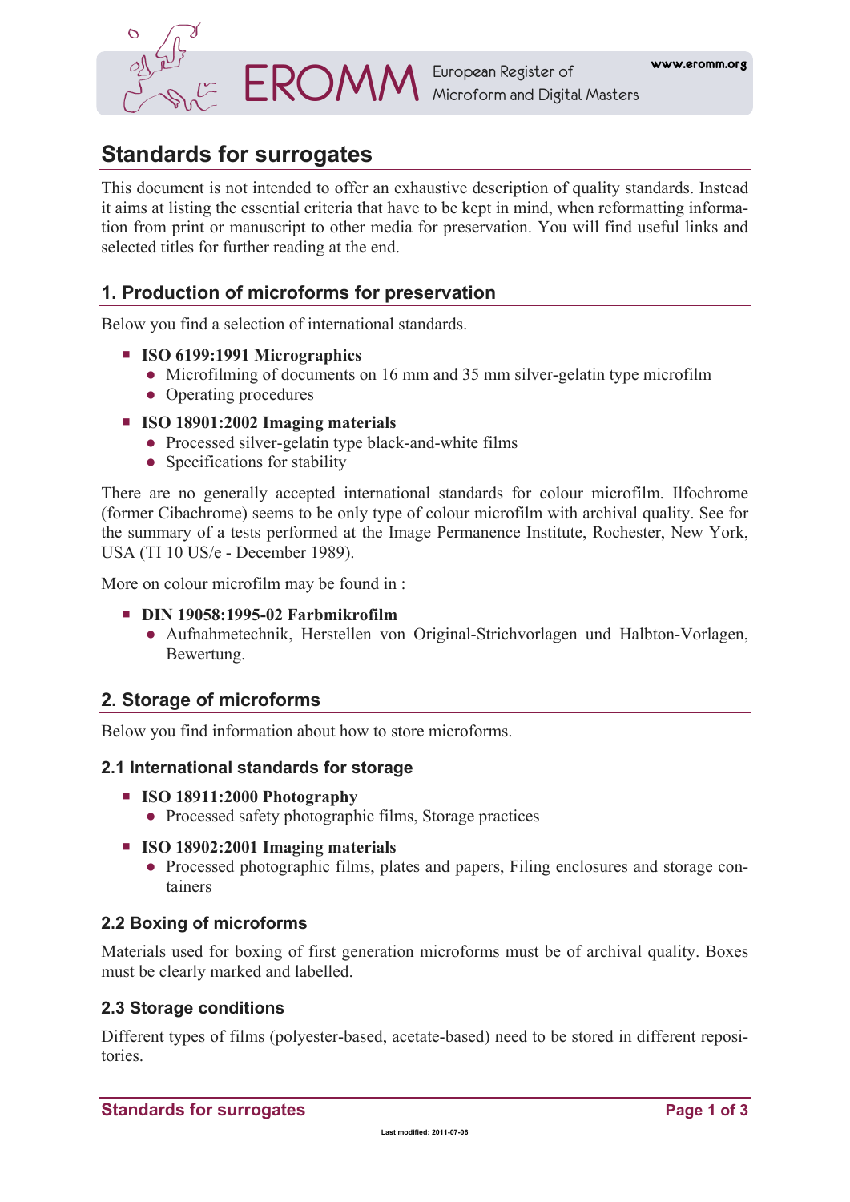# Standards for surrogates

This document is not intended to offer an exhaustive description of quality standards. Instead it aims at listing the essential criteria that have to be kept in mind, when reformatting information from print or manuscript to other media for preservation. You will find useful links and selected titles for further reading at the end.

## 1. Production of microforms for preservation

Below you find a selection of international standards.

- **ISO 6199:1991 Micrographics**
  - Microfilming of documents on 16 mm and 35 mm silver-gelatin type microfilm
  - Operating procedures
- **ISO 18901:2002 Imaging materials**
  - Processed silver-gelatin type black-and-white films
  - Specifications for stability

There are no generally accepted international standards for colour microfilm. Ilfochrome (former Cibachrome) seems to be only type of colour microfilm with archival quality. See for the summary of a tests performed at the Image Permanence Institute, Rochester, New York, USA (TI 10 US/e - December 1989).

More on colour microfilm may be found in :

- **DIN 19058:1995-02 Farbmikrofilm**
  - Aufnahmetechnik, Herstellen von Original-Strichvorlagen und Halbton-Vorlagen, Bewertung.

## 2. Storage of microforms

Below you find information about how to store microforms.

### 2.1 International standards for storage

- **ISO 18911:2000 Photography**
  - Processed safety photographic films, Storage practices
- **ISO 18902:2001 Imaging materials**
  - Processed photographic films, plates and papers, Filing enclosures and storage containers

### 2.2 Boxing of microforms

Materials used for boxing of first generation microforms must be of archival quality. Boxes must be clearly marked and labelled.

### 2.3 Storage conditions

Different types of films (polyester-based, acetate-based) need to be stored in different repositories.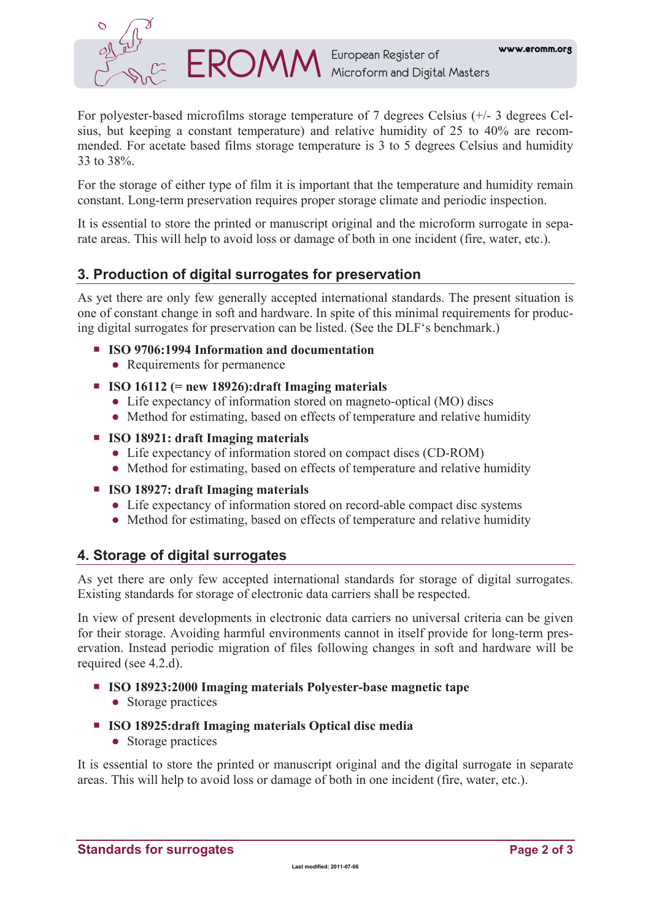For polyester-based microfilms storage temperature of 7 degrees Celsius (+/- 3 degrees Celsius, but keeping a constant temperature) and relative humidity of 25 to 40% are recommended. For acetate based films storage temperature is 3 to 5 degrees Celsius and humidity 33 to 38%.

For the storage of either type of film it is important that the temperature and humidity remain constant. Long-term preservation requires proper storage climate and periodic inspection.

It is essential to store the printed or manuscript original and the microform surrogate in separate areas. This will help to avoid loss or damage of both in one incident (fire, water, etc.).

## 3. Production of digital surrogates for preservation

As yet there are only few generally accepted international standards. The present situation is one of constant change in soft and hardware. In spite of this minimal requirements for producing digital surrogates for preservation can be listed. (See the DLF's benchmark.)

- **ISO 9706:1994 Information and documentation**
  - Requirements for permanence
- **ISO 16112 (= new 18926):draft Imaging materials**
  - Life expectancy of information stored on magneto-optical (MO) discs
  - Method for estimating, based on effects of temperature and relative humidity
- **ISO 18921: draft Imaging materials**
  - Life expectancy of information stored on compact discs (CD-ROM)
  - Method for estimating, based on effects of temperature and relative humidity
- **ISO 18927: draft Imaging materials**
  - Life expectancy of information stored on record-able compact disc systems
  - Method for estimating, based on effects of temperature and relative humidity

## 4. Storage of digital surrogates

As yet there are only few accepted international standards for storage of digital surrogates. Existing standards for storage of electronic data carriers shall be respected.

In view of present developments in electronic data carriers no universal criteria can be given for their storage. Avoiding harmful environments cannot in itself provide for long-term preservation. Instead periodic migration of files following changes in soft and hardware will be required (see 4.2.d).

- **ISO 18923:2000 Imaging materials Polyester-base magnetic tape**
  - Storage practices
- **ISO 18925:draft Imaging materials Optical disc media**
  - Storage practices

It is essential to store the printed or manuscript original and the digital surrogate in separate areas. This will help to avoid loss or damage of both in one incident (fire, water, etc.).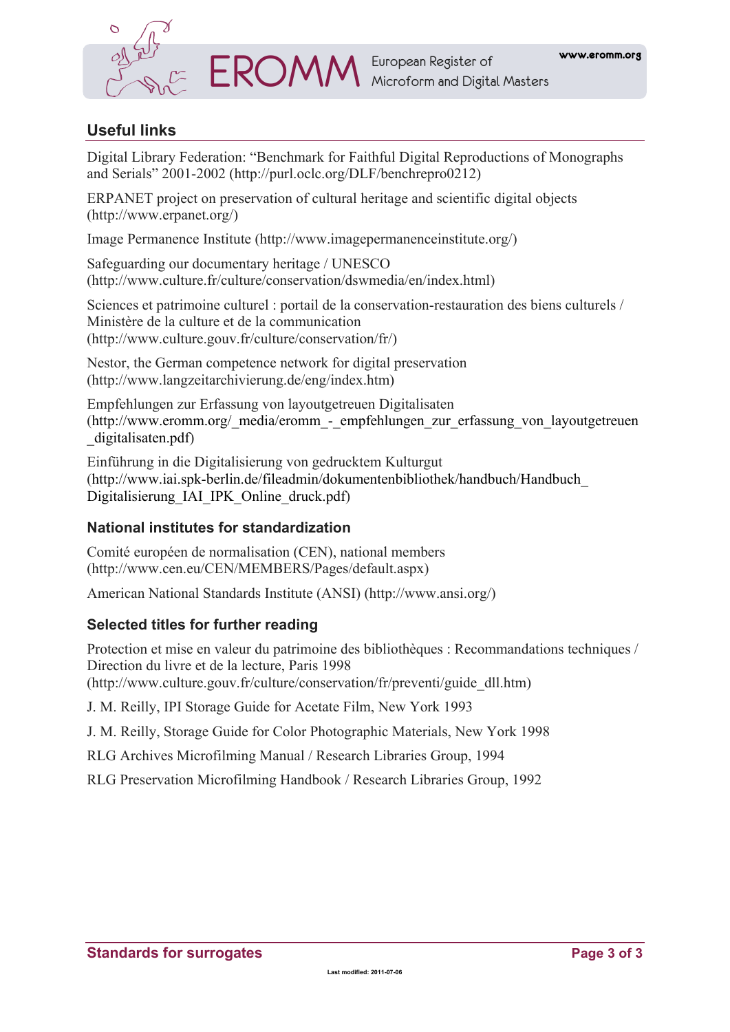## Useful links

Digital Library Federation: “Benchmark for Faithful Digital Reproductions of Monographs and Serials” 2001-2002 (http://purl.oclc.org/DLF/benchrepro0212)

ERPANET project on preservation of cultural heritage and scientific digital objects (http://www.erpanet.org/)

Image Permanence Institute (http://www.imagepermanenceinstitute.org/)

Safeguarding our documentary heritage / UNESCO (http://www.culture.fr/culture/conservation/dswmedia/en/index.html)

Sciences et patrimoine culturel : portail de la conservation-restauration des biens culturels / Ministère de la culture et de la communication (http://www.culture.gouv.fr/culture/conservation/fr/)

Nestor, the German competence network for digital preservation (http://www.langzeitarchivierung.de/eng/index.htm)

Empfehlungen zur Erfassung von layoutgetreuen Digitalisaten (http://www.eromm.org/_media/eromm_-_empfehlungen_zur_erfassung_von_layoutgetreuen_digitalisaten.pdf)

Einführung in die Digitalisierung von gedrucktem Kulturgut (http://www.iai.spk-berlin.de/fileadmin/dokumentenbibliothek/handbuch/Handbuch_Digitalisierung_IAI_IPK_Online_druck.pdf)

### National institutes for standardization

Comité européen de normalisation (CEN), national members (http://www.cen.eu/CEN/MEMBERS/Pages/default.aspx)

American National Standards Institute (ANSI) (http://www.ansi.org/)

### Selected titles for further reading

Protection et mise en valeur du patrimoine des bibliothèques : Recommandations techniques / Direction du livre et de la lecture, Paris 1998 (http://www.culture.gouv.fr/culture/conservation/fr/preventi/guide_dll.htm)

J. M. Reilly, IPI Storage Guide for Acetate Film, New York 1993

J. M. Reilly, Storage Guide for Color Photographic Materials, New York 1998

RLG Archives Microfilming Manual / Research Libraries Group, 1994

RLG Preservation Microfilming Handbook / Research Libraries Group, 1992